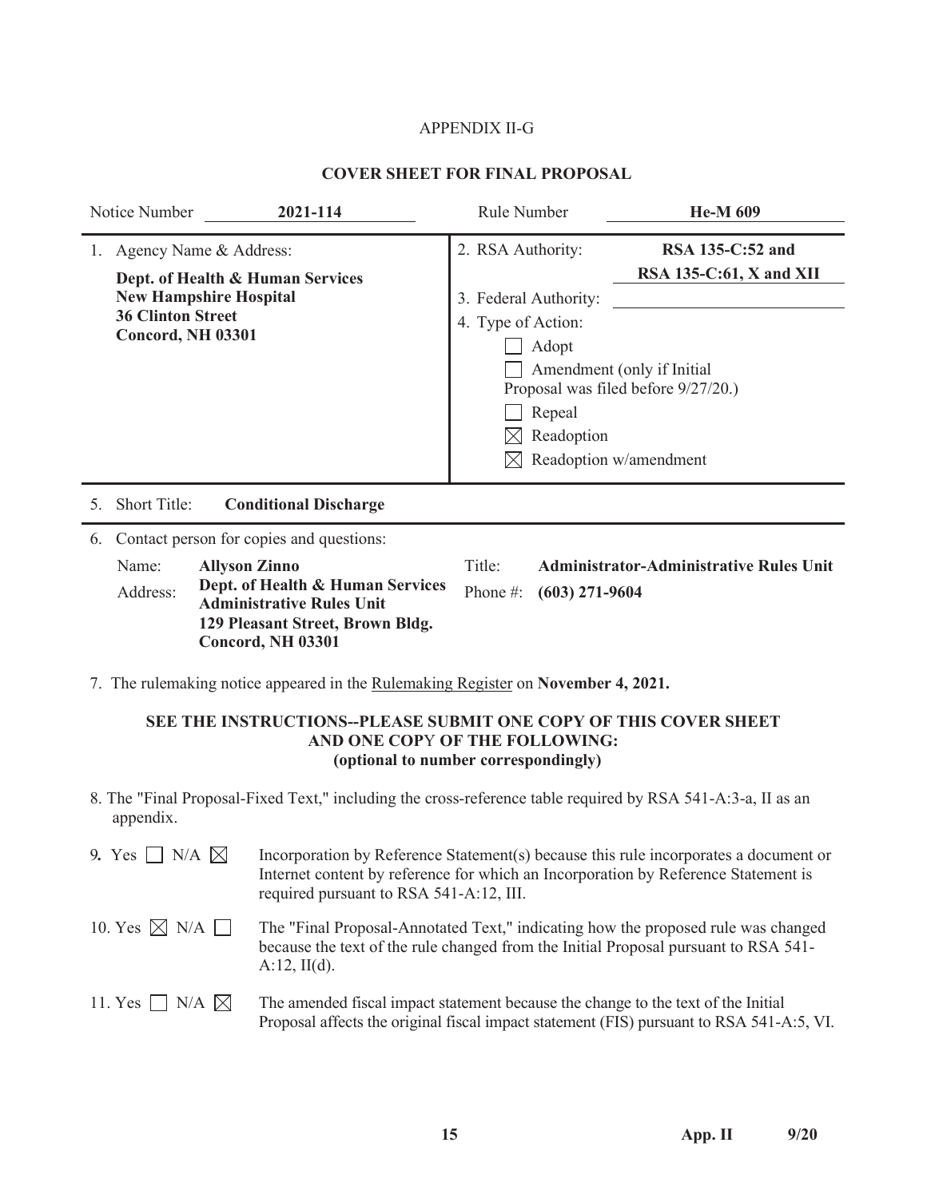APPENDIX II-G

## COVER SHEET FOR FINAL PROPOSAL

| Notice Number | **2021-114** | Rule Number | **He-M 609** |
|---|---|---|---|

1. Agency Name & Address:

**Dept. of Health & Human Services**
**New Hampshire Hospital**
**36 Clinton Street**
**Concord, NH 03301**

2. RSA Authority: **RSA 135-C:52 and RSA 135-C:61, X and XII**

3. Federal Authority:

4. Type of Action:

- ☐ Adopt
- ☐ Amendment (only if Initial Proposal was filed before 9/27/20.)
- ☐ Repeal
- ☒ Readoption
- ☒ Readoption w/amendment

5. Short Title: **Conditional Discharge**

6. Contact person for copies and questions:

Name: **Allyson Zinno**

Title: **Administrator-Administrative Rules Unit**

Address: **Dept. of Health & Human Services**
**Administrative Rules Unit**
**129 Pleasant Street, Brown Bldg.**
**Concord, NH 03301**

Phone #: **(603) 271-9604**

7. The rulemaking notice appeared in the Rulemaking Register on **November 4, 2021.**

**SEE THE INSTRUCTIONS--PLEASE SUBMIT ONE COPY OF THIS COVER SHEET AND ONE COPY OF THE FOLLOWING:**
**(optional to number correspondingly)**

8. The "Final Proposal-Fixed Text," including the cross-reference table required by RSA 541-A:3-a, II as an appendix.

9. Yes ☐ N/A ☒ Incorporation by Reference Statement(s) because this rule incorporates a document or Internet content by reference for which an Incorporation by Reference Statement is required pursuant to RSA 541-A:12, III.

10. Yes ☒ N/A ☐ The "Final Proposal-Annotated Text," indicating how the proposed rule was changed because the text of the rule changed from the Initial Proposal pursuant to RSA 541-A:12, II(d).

11. Yes ☐ N/A ☒ The amended fiscal impact statement because the change to the text of the Initial Proposal affects the original fiscal impact statement (FIS) pursuant to RSA 541-A:5, VI.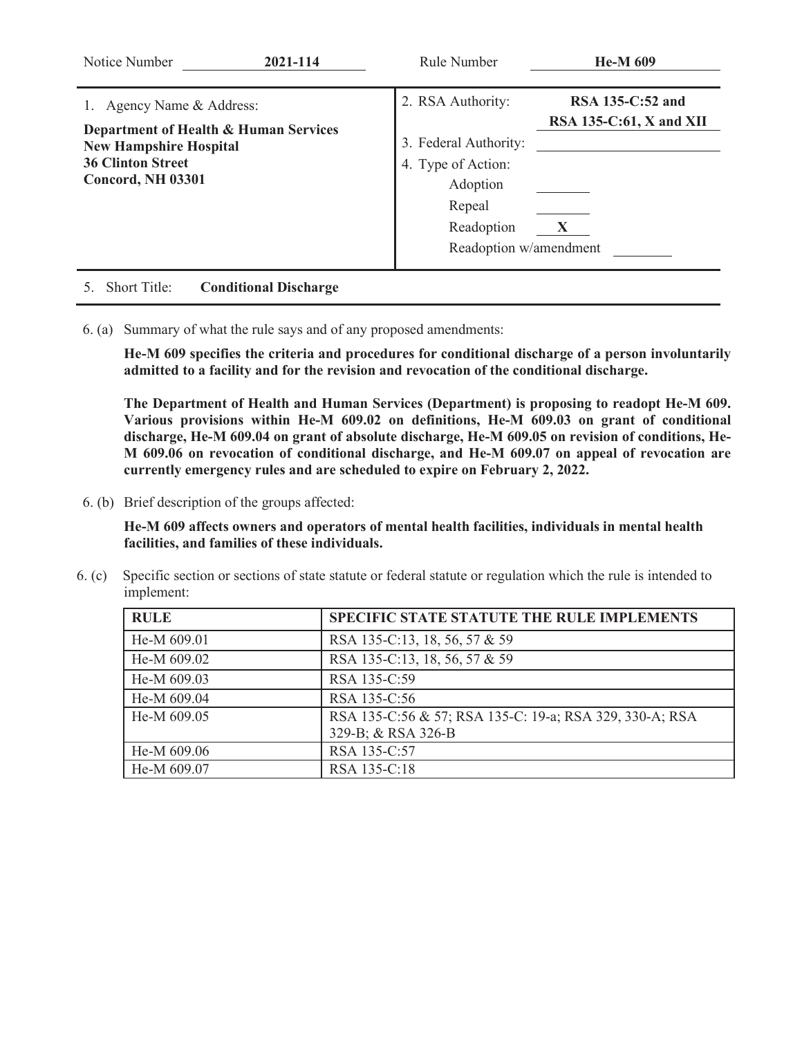| Notice Number | **2021-114** | Rule Number | **He-M 609** |
|---|---|---|---|

| | | |
|---|---|---|
| 1. Agency Name & Address:<br><br>**Department of Health & Human Services**<br>**New Hampshire Hospital**<br>**36 Clinton Street**<br>**Concord, NH 03301** | 2. RSA Authority: | **RSA 135-C:52 and RSA 135-C:61, X and XII** |
| | 3. Federal Authority: | |
| | 4. Type of Action: | |
| | Adoption | |
| | Repeal | |
| | Readoption | **X** |
| | Readoption w/amendment | |

5. Short Title: **Conditional Discharge**

6. (a) Summary of what the rule says and of any proposed amendments:

**He-M 609 specifies the criteria and procedures for conditional discharge of a person involuntarily admitted to a facility and for the revision and revocation of the conditional discharge.**

**The Department of Health and Human Services (Department) is proposing to readopt He-M 609. Various provisions within He-M 609.02 on definitions, He-M 609.03 on grant of conditional discharge, He-M 609.04 on grant of absolute discharge, He-M 609.05 on revision of conditions, He-M 609.06 on revocation of conditional discharge, and He-M 609.07 on appeal of revocation are currently emergency rules and are scheduled to expire on February 2, 2022.**

6. (b) Brief description of the groups affected:

**He-M 609 affects owners and operators of mental health facilities, individuals in mental health facilities, and families of these individuals.**

6. (c) Specific section or sections of state statute or federal statute or regulation which the rule is intended to implement:

| **RULE** | **SPECIFIC STATE STATUTE THE RULE IMPLEMENTS** |
|---|---|
| He-M 609.01 | RSA 135-C:13, 18, 56, 57 & 59 |
| He-M 609.02 | RSA 135-C:13, 18, 56, 57 & 59 |
| He-M 609.03 | RSA 135-C:59 |
| He-M 609.04 | RSA 135-C:56 |
| He-M 609.05 | RSA 135-C:56 & 57; RSA 135-C: 19-a; RSA 329, 330-A; RSA 329-B; & RSA 326-B |
| He-M 609.06 | RSA 135-C:57 |
| He-M 609.07 | RSA 135-C:18 |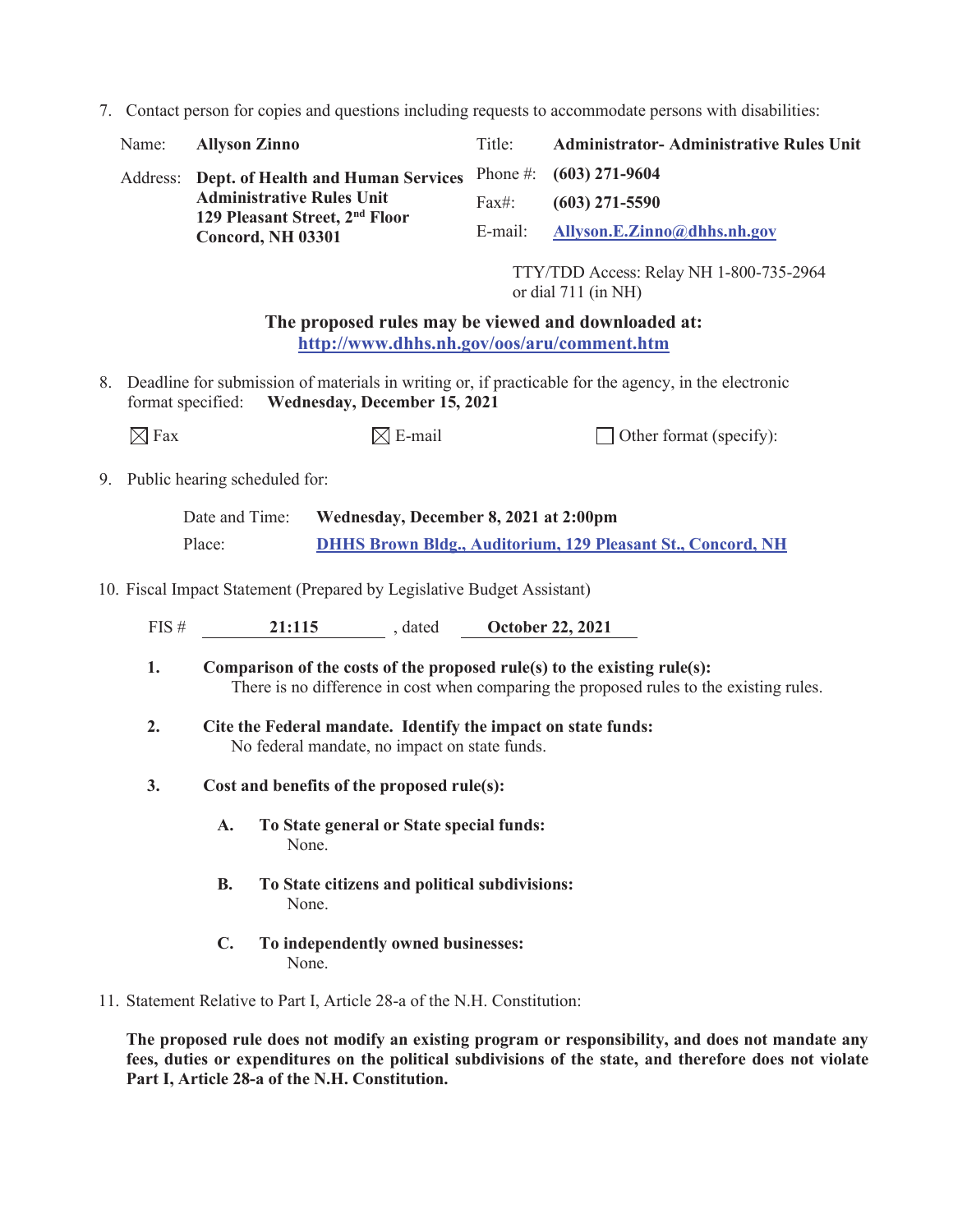7. Contact person for copies and questions including requests to accommodate persons with disabilities:

| | | | |
|---|---|---|---|
| Name: | **Allyson Zinno** | Title: | **Administrator- Administrative Rules Unit** |
| Address: | **Dept. of Health and Human Services Administrative Rules Unit 129 Pleasant Street, 2nd Floor Concord, NH 03301** | Phone #: | **(603) 271-9604** |
| | | Fax#: | **(603) 271-5590** |
| | | E-mail: | **Allyson.E.Zinno@dhhs.nh.gov** |

TTY/TDD Access: Relay NH 1-800-735-2964 or dial 711 (in NH)

**The proposed rules may be viewed and downloaded at:**
**http://www.dhhs.nh.gov/oos/aru/comment.htm**

8. Deadline for submission of materials in writing or, if practicable for the agency, in the electronic format specified: **Wednesday, December 15, 2021**

☒ Fax ☒ E-mail ☐ Other format (specify):

9. Public hearing scheduled for:

Date and Time: **Wednesday, December 8, 2021 at 2:00pm**

Place: **DHHS Brown Bldg., Auditorium, 129 Pleasant St., Concord, NH**

10. Fiscal Impact Statement (Prepared by Legislative Budget Assistant)

FIS # **21:115** , dated **October 22, 2021**

**1. Comparison of the costs of the proposed rule(s) to the existing rule(s):**
There is no difference in cost when comparing the proposed rules to the existing rules.

**2. Cite the Federal mandate. Identify the impact on state funds:**
No federal mandate, no impact on state funds.

**3. Cost and benefits of the proposed rule(s):**

**A. To State general or State special funds:**
None.

**B. To State citizens and political subdivisions:**
None.

**C. To independently owned businesses:**
None.

11. Statement Relative to Part I, Article 28-a of the N.H. Constitution:

**The proposed rule does not modify an existing program or responsibility, and does not mandate any fees, duties or expenditures on the political subdivisions of the state, and therefore does not violate Part I, Article 28-a of the N.H. Constitution.**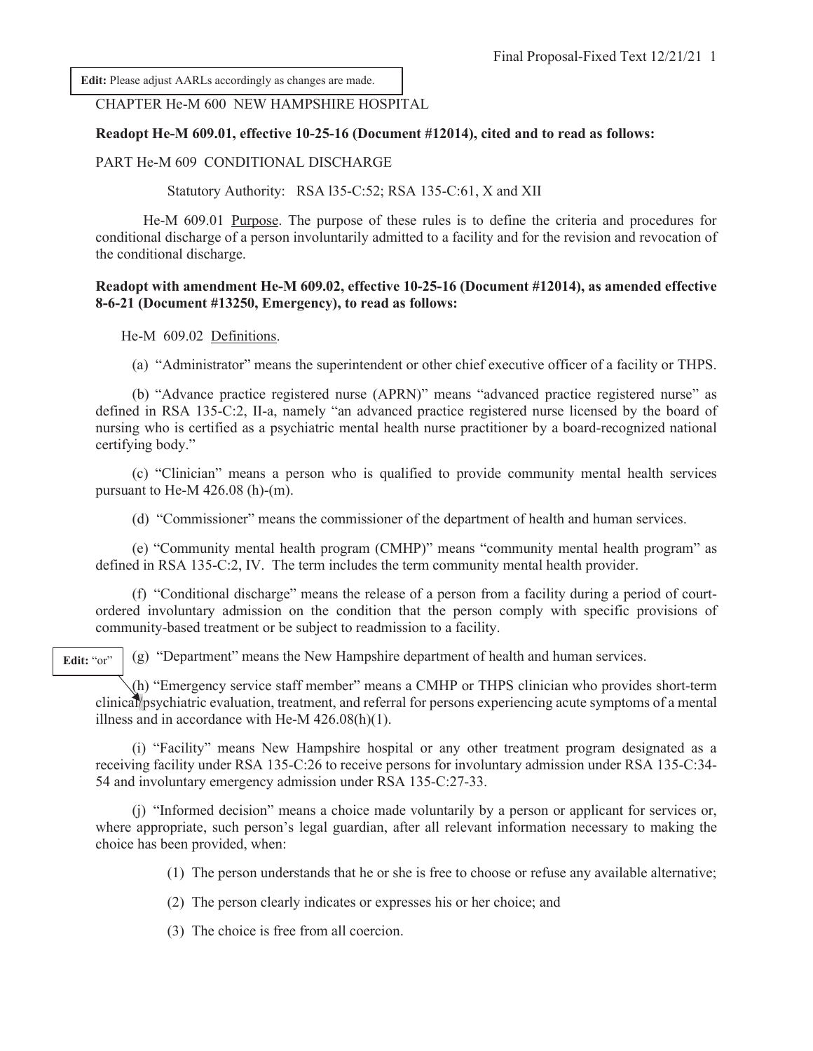**Edit:** Please adjust AARLs accordingly as changes are made.

CHAPTER He-M 600 NEW HAMPSHIRE HOSPITAL

**Readopt He-M 609.01, effective 10-25-16 (Document #12014), cited and to read as follows:**

PART He-M 609 CONDITIONAL DISCHARGE

Statutory Authority: RSA l35-C:52; RSA 135-C:61, X and XII

He-M 609.01 Purpose. The purpose of these rules is to define the criteria and procedures for conditional discharge of a person involuntarily admitted to a facility and for the revision and revocation of the conditional discharge.

**Readopt with amendment He-M 609.02, effective 10-25-16 (Document #12014), as amended effective 8-6-21 (Document #13250, Emergency), to read as follows:**

He-M 609.02 Definitions.

(a) "Administrator" means the superintendent or other chief executive officer of a facility or THPS.

(b) "Advance practice registered nurse (APRN)" means "advanced practice registered nurse" as defined in RSA 135-C:2, II-a, namely "an advanced practice registered nurse licensed by the board of nursing who is certified as a psychiatric mental health nurse practitioner by a board-recognized national certifying body."

(c) "Clinician" means a person who is qualified to provide community mental health services pursuant to He-M 426.08 (h)-(m).

(d) "Commissioner" means the commissioner of the department of health and human services.

(e) "Community mental health program (CMHP)" means "community mental health program" as defined in RSA 135-C:2, IV. The term includes the term community mental health provider.

(f) "Conditional discharge" means the release of a person from a facility during a period of court-ordered involuntary admission on the condition that the person comply with specific provisions of community-based treatment or be subject to readmission to a facility.

**Edit:** "or"

(g) "Department" means the New Hampshire department of health and human services.

(h) "Emergency service staff member" means a CMHP or THPS clinician who provides short-term clinical/psychiatric evaluation, treatment, and referral for persons experiencing acute symptoms of a mental illness and in accordance with He-M 426.08(h)(1).

(i) "Facility" means New Hampshire hospital or any other treatment program designated as a receiving facility under RSA 135-C:26 to receive persons for involuntary admission under RSA 135-C:34-54 and involuntary emergency admission under RSA 135-C:27-33.

(j) "Informed decision" means a choice made voluntarily by a person or applicant for services or, where appropriate, such person's legal guardian, after all relevant information necessary to making the choice has been provided, when:

(1) The person understands that he or she is free to choose or refuse any available alternative;

(2) The person clearly indicates or expresses his or her choice; and

(3) The choice is free from all coercion.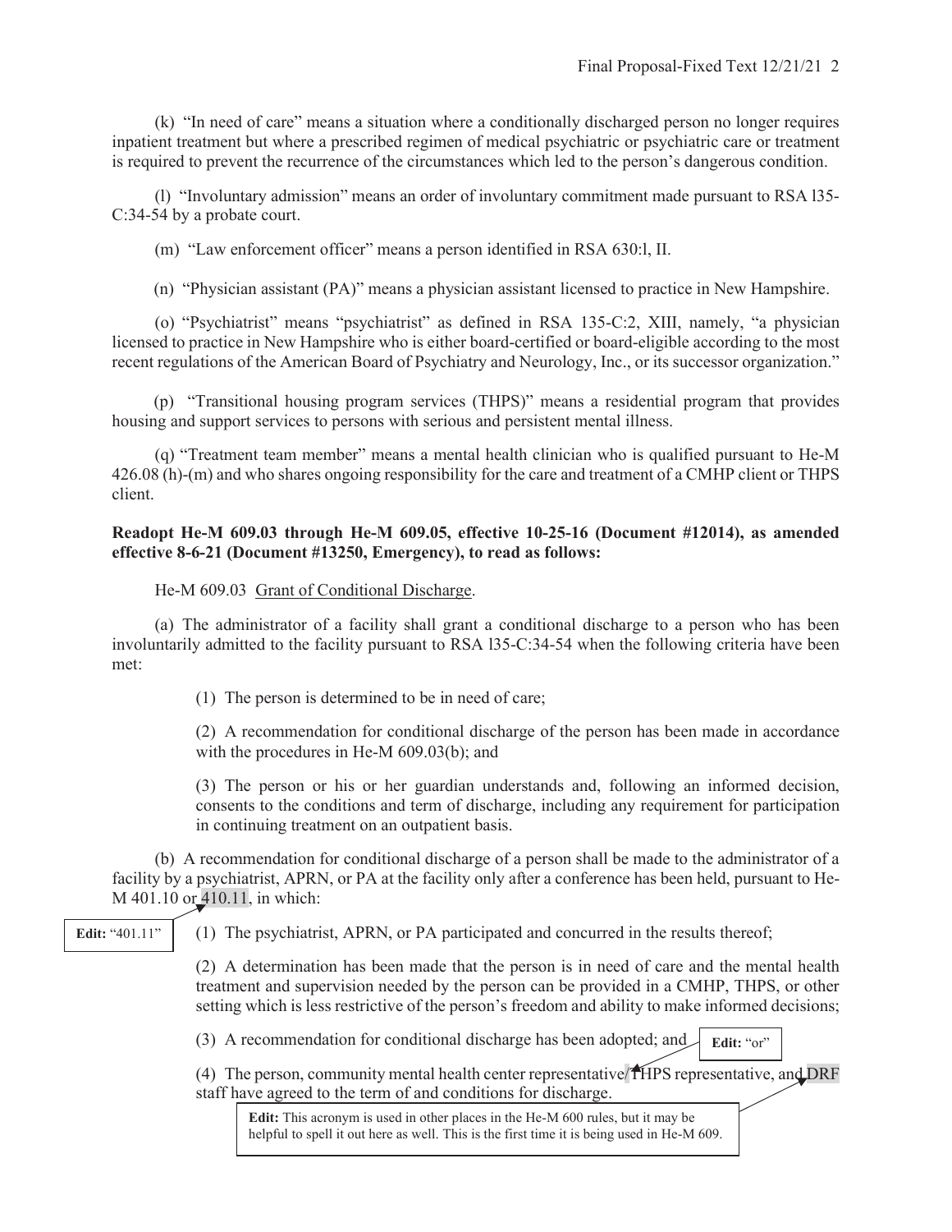(k) "In need of care" means a situation where a conditionally discharged person no longer requires inpatient treatment but where a prescribed regimen of medical psychiatric or psychiatric care or treatment is required to prevent the recurrence of the circumstances which led to the person's dangerous condition.

(l) "Involuntary admission" means an order of involuntary commitment made pursuant to RSA l35-C:34-54 by a probate court.

(m) "Law enforcement officer" means a person identified in RSA 630:l, II.

(n) "Physician assistant (PA)" means a physician assistant licensed to practice in New Hampshire.

(o) "Psychiatrist" means "psychiatrist" as defined in RSA 135-C:2, XIII, namely, "a physician licensed to practice in New Hampshire who is either board-certified or board-eligible according to the most recent regulations of the American Board of Psychiatry and Neurology, Inc., or its successor organization."

(p) "Transitional housing program services (THPS)" means a residential program that provides housing and support services to persons with serious and persistent mental illness.

(q) "Treatment team member" means a mental health clinician who is qualified pursuant to He-M 426.08 (h)-(m) and who shares ongoing responsibility for the care and treatment of a CMHP client or THPS client.

**Readopt He-M 609.03 through He-M 609.05, effective 10-25-16 (Document #12014), as amended effective 8-6-21 (Document #13250, Emergency), to read as follows:**

He-M 609.03 Grant of Conditional Discharge.

(a) The administrator of a facility shall grant a conditional discharge to a person who has been involuntarily admitted to the facility pursuant to RSA l35-C:34-54 when the following criteria have been met:

(1) The person is determined to be in need of care;

(2) A recommendation for conditional discharge of the person has been made in accordance with the procedures in He-M 609.03(b); and

(3) The person or his or her guardian understands and, following an informed decision, consents to the conditions and term of discharge, including any requirement for participation in continuing treatment on an outpatient basis.

(b) A recommendation for conditional discharge of a person shall be made to the administrator of a facility by a psychiatrist, APRN, or PA at the facility only after a conference has been held, pursuant to He-M 401.10 or 410.11, in which:

**Edit:** "401.11"

(1) The psychiatrist, APRN, or PA participated and concurred in the results thereof;

(2) A determination has been made that the person is in need of care and the mental health treatment and supervision needed by the person can be provided in a CMHP, THPS, or other setting which is less restrictive of the person's freedom and ability to make informed decisions;

(3) A recommendation for conditional discharge has been adopted; and

**Edit:** "or"

(4) The person, community mental health center representative/THPS representative, and DRF staff have agreed to the term of and conditions for discharge.

**Edit:** This acronym is used in other places in the He-M 600 rules, but it may be helpful to spell it out here as well. This is the first time it is being used in He-M 609.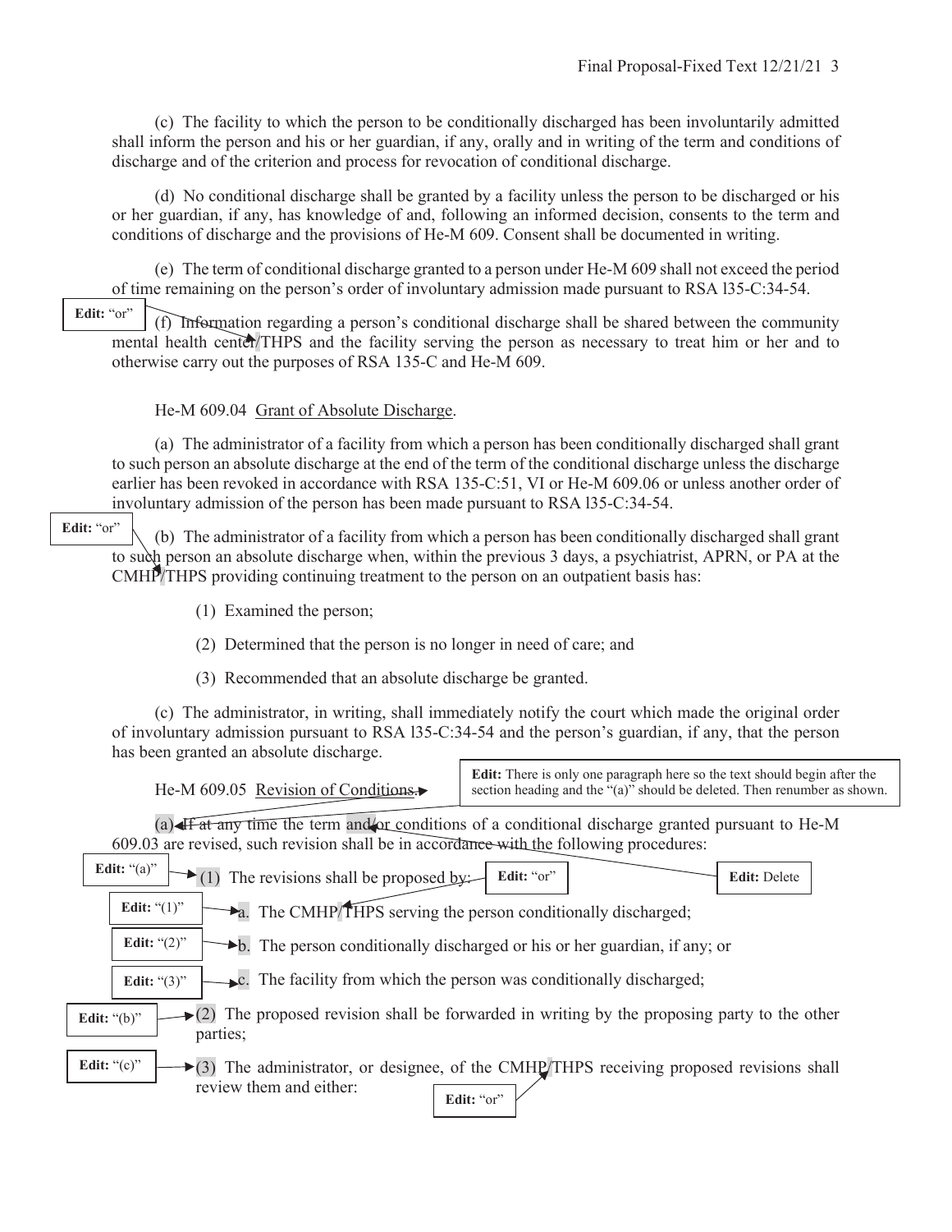(c) The facility to which the person to be conditionally discharged has been involuntarily admitted shall inform the person and his or her guardian, if any, orally and in writing of the term and conditions of discharge and of the criterion and process for revocation of conditional discharge.

(d) No conditional discharge shall be granted by a facility unless the person to be discharged or his or her guardian, if any, has knowledge of and, following an informed decision, consents to the term and conditions of discharge and the provisions of He-M 609. Consent shall be documented in writing.

(e) The term of conditional discharge granted to a person under He-M 609 shall not exceed the period of time remaining on the person's order of involuntary admission made pursuant to RSA l35-C:34-54.

**Edit:** "or"

(f) Information regarding a person's conditional discharge shall be shared between the community mental health center/THPS and the facility serving the person as necessary to treat him or her and to otherwise carry out the purposes of RSA 135-C and He-M 609.

He-M 609.04 Grant of Absolute Discharge.

(a) The administrator of a facility from which a person has been conditionally discharged shall grant to such person an absolute discharge at the end of the term of the conditional discharge unless the discharge earlier has been revoked in accordance with RSA 135-C:51, VI or He-M 609.06 or unless another order of involuntary admission of the person has been made pursuant to RSA l35-C:34-54.

**Edit:** "or"

(b) The administrator of a facility from which a person has been conditionally discharged shall grant to such person an absolute discharge when, within the previous 3 days, a psychiatrist, APRN, or PA at the CMHP/THPS providing continuing treatment to the person on an outpatient basis has:

(1) Examined the person;

(2) Determined that the person is no longer in need of care; and

(3) Recommended that an absolute discharge be granted.

(c) The administrator, in writing, shall immediately notify the court which made the original order of involuntary admission pursuant to RSA l35-C:34-54 and the person's guardian, if any, that the person has been granted an absolute discharge.

He-M 609.05 Revision of Conditions.

**Edit:** There is only one paragraph here so the text should begin after the section heading and the "(a)" should be deleted. Then renumber as shown.

(a) If at any time the term and/or conditions of a conditional discharge granted pursuant to He-M 609.03 are revised, such revision shall be in accordance with the following procedures:

**Edit:** Delete

**Edit:** "or"

**Edit:** "(a)" — (1) The revisions shall be proposed by:

**Edit:** "(1)" — a. The CMHP/THPS serving the person conditionally discharged;

**Edit:** "(2)" — b. The person conditionally discharged or his or her guardian, if any; or

**Edit:** "(3)" — c. The facility from which the person was conditionally discharged;

**Edit:** "(b)" — (2) The proposed revision shall be forwarded in writing by the proposing party to the other parties;

**Edit:** "(c)" — (3) The administrator, or designee, of the CMHP/THPS receiving proposed revisions shall review them and either:

**Edit:** "or"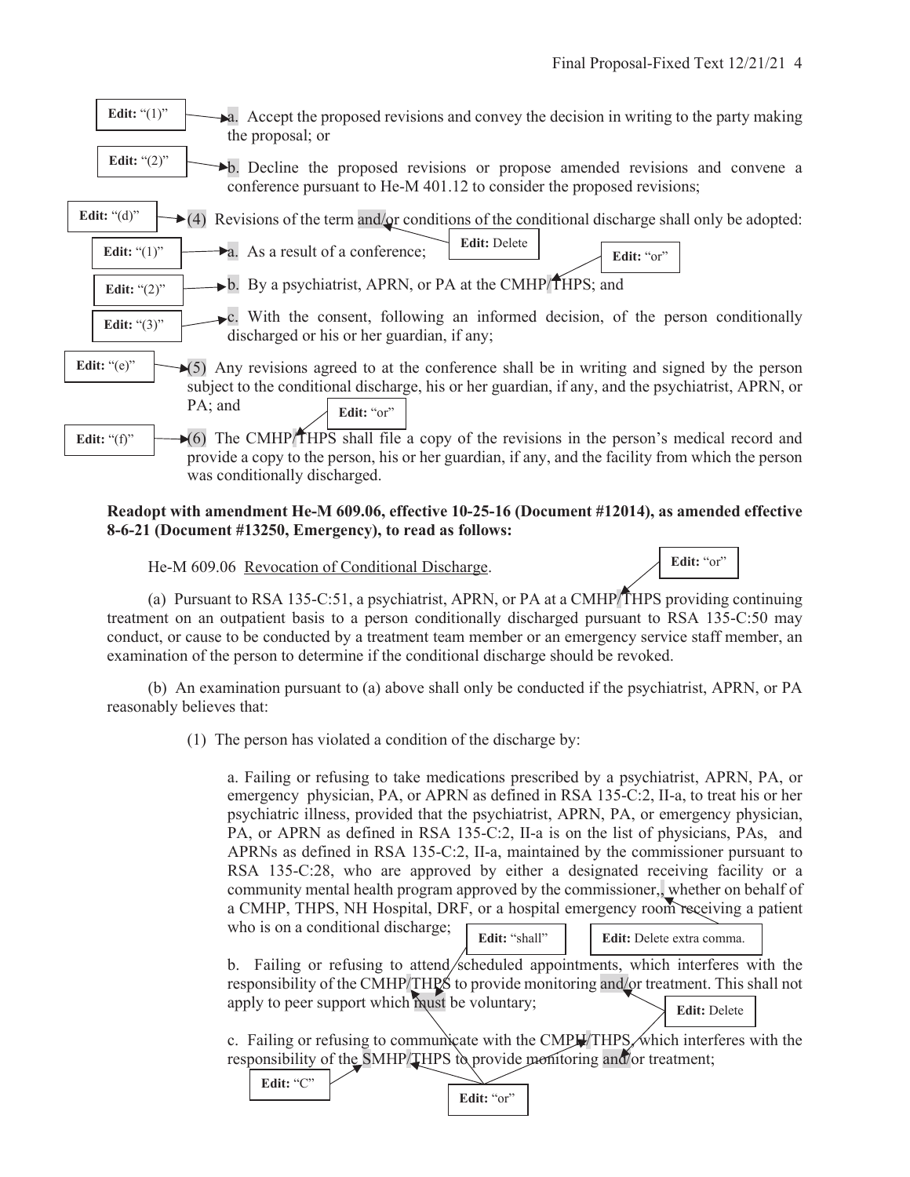**Edit:** "(1)" → a. Accept the proposed revisions and convey the decision in writing to the party making the proposal; or

**Edit:** "(2)" → b. Decline the proposed revisions or propose amended revisions and convene a conference pursuant to He-M 401.12 to consider the proposed revisions;

**Edit:** "(d)" → (4) Revisions of the term and/or conditions of the conditional discharge shall only be adopted: [**Edit:** Delete "and/"]

**Edit:** "(1)" → a. As a result of a conference;

**Edit:** "(2)" → b. By a psychiatrist, APRN, or PA at the CMHP/THPS; and [**Edit:** "or"]

**Edit:** "(3)" → c. With the consent, following an informed decision, of the person conditionally discharged or his or her guardian, if any;

**Edit:** "(e)" → (5) Any revisions agreed to at the conference shall be in writing and signed by the person subject to the conditional discharge, his or her guardian, if any, and the psychiatrist, APRN, or PA; and

**Edit:** "(f)" → (6) The CMHP/THPS shall file a copy of the revisions in the person's medical record and provide a copy to the person, his or her guardian, if any, and the facility from which the person was conditionally discharged. [**Edit:** "or"]

**Readopt with amendment He-M 609.06, effective 10-25-16 (Document #12014), as amended effective 8-6-21 (Document #13250, Emergency), to read as follows:**

He-M 609.06 Revocation of Conditional Discharge.

(a) Pursuant to RSA 135-C:51, a psychiatrist, APRN, or PA at a CMHP/THPS providing continuing treatment on an outpatient basis to a person conditionally discharged pursuant to RSA 135-C:50 may conduct, or cause to be conducted by a treatment team member or an emergency service staff member, an examination of the person to determine if the conditional discharge should be revoked. [**Edit:** "or"]

(b) An examination pursuant to (a) above shall only be conducted if the psychiatrist, APRN, or PA reasonably believes that:

(1) The person has violated a condition of the discharge by:

a. Failing or refusing to take medications prescribed by a psychiatrist, APRN, PA, or emergency physician, PA, or APRN as defined in RSA 135-C:2, II-a, to treat his or her psychiatric illness, provided that the psychiatrist, APRN, PA, or emergency physician, PA, or APRN as defined in RSA 135-C:2, II-a is on the list of physicians, PAs, and APRNs as defined in RSA 135-C:2, II-a, maintained by the commissioner pursuant to RSA 135-C:28, who are approved by either a designated receiving facility or a community mental health program approved by the commissioner,, whether on behalf of a CMHP, THPS, NH Hospital, DRF, or a hospital emergency room receiving a patient who is on a conditional discharge; [**Edit:** Delete extra comma.]

b. Failing or refusing to attend scheduled appointments, which interferes with the responsibility of the CMHP/THPS to provide monitoring and/or treatment. This shall not apply to peer support which must be voluntary; [**Edit:** "shall"] [**Edit:** Delete "and/"] [**Edit:** "or"]

c. Failing or refusing to communicate with the CMPH/THPS, which interferes with the responsibility of the SMHP/THPS to provide monitoring and/or treatment; [**Edit:** "C"] [**Edit:** "or"] [**Edit:** Delete "and/"]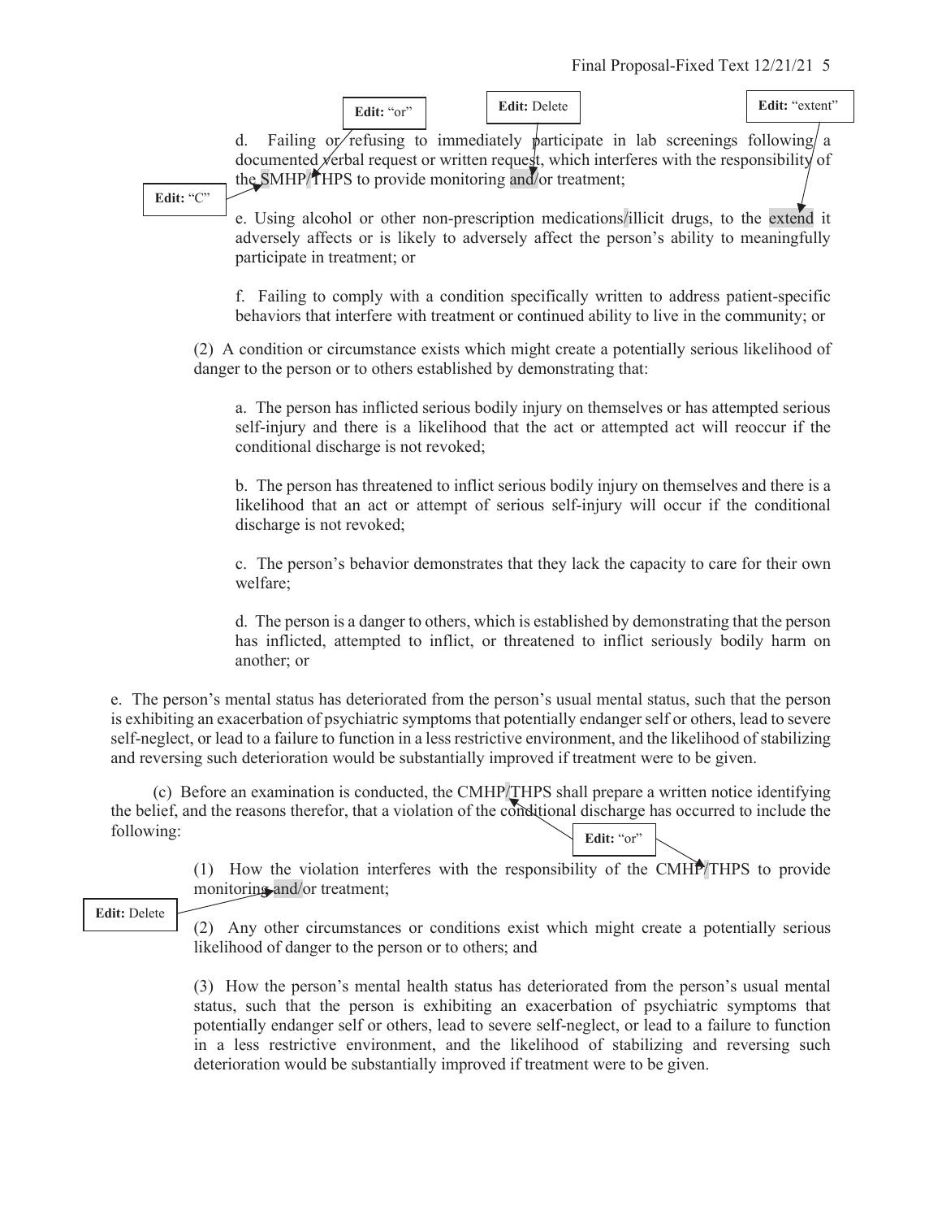**Edit:** "or" **Edit:** Delete **Edit:** "extent"

d. Failing or refusing to immediately participate in lab screenings following a documented verbal request or written request, which interferes with the responsibility of the SMHP/THPS to provide monitoring and/or treatment;

**Edit:** "C"

e. Using alcohol or other non-prescription medications/illicit drugs, to the extend it adversely affects or is likely to adversely affect the person's ability to meaningfully participate in treatment; or

f. Failing to comply with a condition specifically written to address patient-specific behaviors that interfere with treatment or continued ability to live in the community; or

(2) A condition or circumstance exists which might create a potentially serious likelihood of danger to the person or to others established by demonstrating that:

a. The person has inflicted serious bodily injury on themselves or has attempted serious self-injury and there is a likelihood that the act or attempted act will reoccur if the conditional discharge is not revoked;

b. The person has threatened to inflict serious bodily injury on themselves and there is a likelihood that an act or attempt of serious self-injury will occur if the conditional discharge is not revoked;

c. The person's behavior demonstrates that they lack the capacity to care for their own welfare;

d. The person is a danger to others, which is established by demonstrating that the person has inflicted, attempted to inflict, or threatened to inflict seriously bodily harm on another; or

e. The person's mental status has deteriorated from the person's usual mental status, such that the person is exhibiting an exacerbation of psychiatric symptoms that potentially endanger self or others, lead to severe self-neglect, or lead to a failure to function in a less restrictive environment, and the likelihood of stabilizing and reversing such deterioration would be substantially improved if treatment were to be given.

(c) Before an examination is conducted, the CMHP/THPS shall prepare a written notice identifying the belief, and the reasons therefor, that a violation of the conditional discharge has occurred to include the following:

**Edit:** "or"

(1) How the violation interferes with the responsibility of the CMHP/THPS to provide monitoring and/or treatment;

**Edit:** Delete

(2) Any other circumstances or conditions exist which might create a potentially serious likelihood of danger to the person or to others; and

(3) How the person's mental health status has deteriorated from the person's usual mental status, such that the person is exhibiting an exacerbation of psychiatric symptoms that potentially endanger self or others, lead to severe self-neglect, or lead to a failure to function in a less restrictive environment, and the likelihood of stabilizing and reversing such deterioration would be substantially improved if treatment were to be given.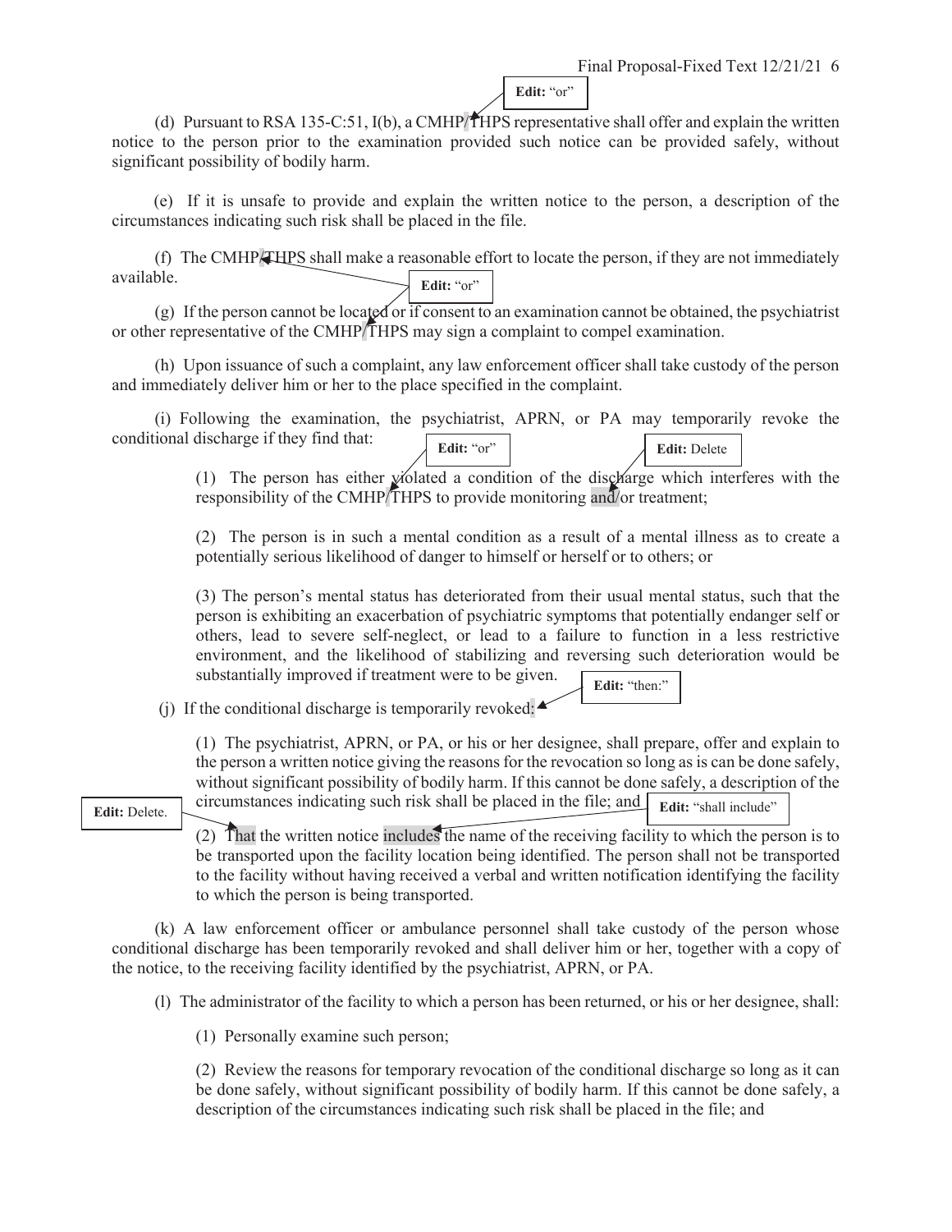Edit: "or"

(d) Pursuant to RSA 135-C:51, I(b), a CMHP/THPS representative shall offer and explain the written notice to the person prior to the examination provided such notice can be provided safely, without significant possibility of bodily harm.

(e) If it is unsafe to provide and explain the written notice to the person, a description of the circumstances indicating such risk shall be placed in the file.

(f) The CMHP/THPS shall make a reasonable effort to locate the person, if they are not immediately available.

Edit: "or"

(g) If the person cannot be located or if consent to an examination cannot be obtained, the psychiatrist or other representative of the CMHP/THPS may sign a complaint to compel examination.

(h) Upon issuance of such a complaint, any law enforcement officer shall take custody of the person and immediately deliver him or her to the place specified in the complaint.

(i) Following the examination, the psychiatrist, APRN, or PA may temporarily revoke the conditional discharge if they find that:

Edit: "or" | Edit: Delete

(1) The person has either violated a condition of the discharge which interferes with the responsibility of the CMHP/THPS to provide monitoring and/or treatment;

(2) The person is in such a mental condition as a result of a mental illness as to create a potentially serious likelihood of danger to himself or herself or to others; or

(3) The person's mental status has deteriorated from their usual mental status, such that the person is exhibiting an exacerbation of psychiatric symptoms that potentially endanger self or others, lead to severe self-neglect, or lead to a failure to function in a less restrictive environment, and the likelihood of stabilizing and reversing such deterioration would be substantially improved if treatment were to be given.

Edit: "then:"

(j) If the conditional discharge is temporarily revoked:

(1) The psychiatrist, APRN, or PA, or his or her designee, shall prepare, offer and explain to the person a written notice giving the reasons for the revocation so long as is can be done safely, without significant possibility of bodily harm. If this cannot be done safely, a description of the circumstances indicating such risk shall be placed in the file; and

Edit: Delete. | Edit: "shall include"

(2) That the written notice includes the name of the receiving facility to which the person is to be transported upon the facility location being identified. The person shall not be transported to the facility without having received a verbal and written notification identifying the facility to which the person is being transported.

(k) A law enforcement officer or ambulance personnel shall take custody of the person whose conditional discharge has been temporarily revoked and shall deliver him or her, together with a copy of the notice, to the receiving facility identified by the psychiatrist, APRN, or PA.

(l) The administrator of the facility to which a person has been returned, or his or her designee, shall:

(1) Personally examine such person;

(2) Review the reasons for temporary revocation of the conditional discharge so long as it can be done safely, without significant possibility of bodily harm. If this cannot be done safely, a description of the circumstances indicating such risk shall be placed in the file; and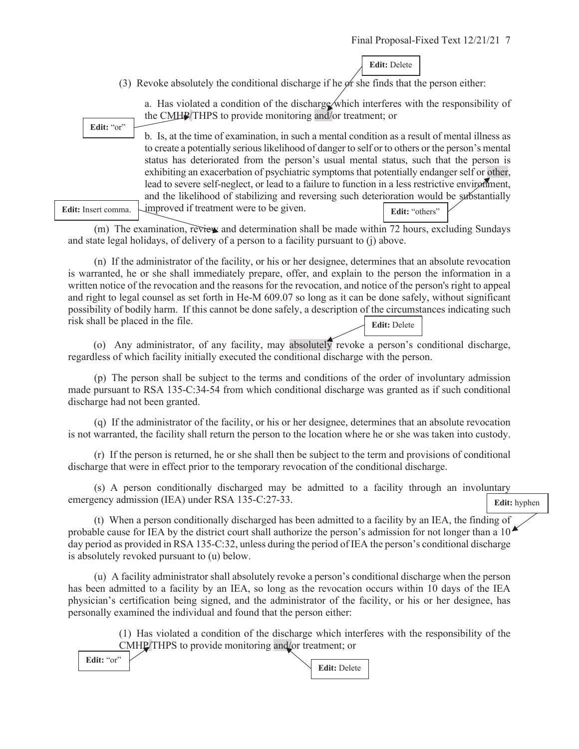(3) Revoke absolutely the conditional discharge if he or she finds that the person either:

a. Has violated a condition of the discharge which interferes with the responsibility of the CMHP/THPS to provide monitoring and/or treatment; or

b. Is, at the time of examination, in such a mental condition as a result of mental illness as to create a potentially serious likelihood of danger to self or to others or the person's mental status has deteriorated from the person's usual mental status, such that the person is exhibiting an exacerbation of psychiatric symptoms that potentially endanger self or other, lead to severe self-neglect, or lead to a failure to function in a less restrictive environment, and the likelihood of stabilizing and reversing such deterioration would be substantially improved if treatment were to be given.

Edit: Delete

Edit: "or"

Edit: "others"

Edit: Insert comma.

(m) The examination, review and determination shall be made within 72 hours, excluding Sundays and state legal holidays, of delivery of a person to a facility pursuant to (j) above.

(n) If the administrator of the facility, or his or her designee, determines that an absolute revocation is warranted, he or she shall immediately prepare, offer, and explain to the person the information in a written notice of the revocation and the reasons for the revocation, and notice of the person's right to appeal and right to legal counsel as set forth in He-M 609.07 so long as it can be done safely, without significant possibility of bodily harm. If this cannot be done safely, a description of the circumstances indicating such risk shall be placed in the file.

Edit: Delete

(o) Any administrator, of any facility, may absolutely revoke a person's conditional discharge, regardless of which facility initially executed the conditional discharge with the person.

(p) The person shall be subject to the terms and conditions of the order of involuntary admission made pursuant to RSA 135-C:34-54 from which conditional discharge was granted as if such conditional discharge had not been granted.

(q) If the administrator of the facility, or his or her designee, determines that an absolute revocation is not warranted, the facility shall return the person to the location where he or she was taken into custody.

(r) If the person is returned, he or she shall then be subject to the term and provisions of conditional discharge that were in effect prior to the temporary revocation of the conditional discharge.

(s) A person conditionally discharged may be admitted to a facility through an involuntary emergency admission (IEA) under RSA 135-C:27-33.

Edit: hyphen

(t) When a person conditionally discharged has been admitted to a facility by an IEA, the finding of probable cause for IEA by the district court shall authorize the person's admission for not longer than a 10 day period as provided in RSA 135-C:32, unless during the period of IEA the person's conditional discharge is absolutely revoked pursuant to (u) below.

(u) A facility administrator shall absolutely revoke a person's conditional discharge when the person has been admitted to a facility by an IEA, so long as the revocation occurs within 10 days of the IEA physician's certification being signed, and the administrator of the facility, or his or her designee, has personally examined the individual and found that the person either:

(1) Has violated a condition of the discharge which interferes with the responsibility of the CMHP/THPS to provide monitoring and/or treatment; or

Edit: "or"

Edit: Delete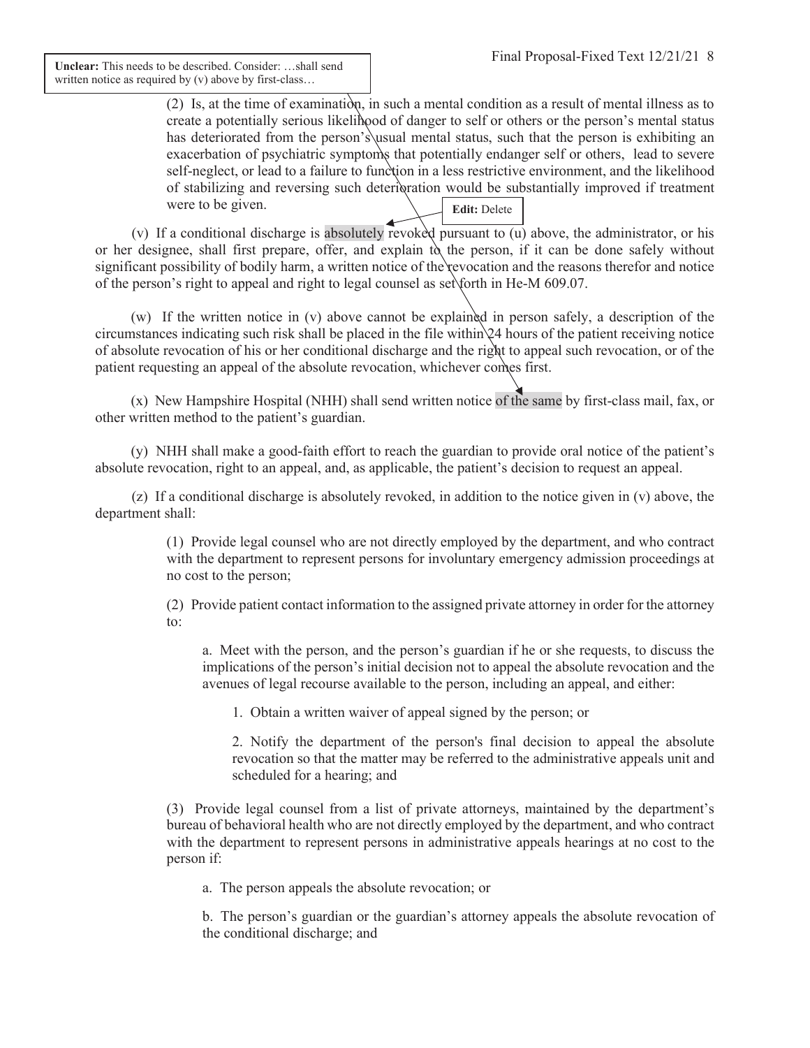**Unclear:** This needs to be described. Consider: …shall send written notice as required by (v) above by first-class…

(2) Is, at the time of examination, in such a mental condition as a result of mental illness as to create a potentially serious likelihood of danger to self or others or the person's mental status has deteriorated from the person's usual mental status, such that the person is exhibiting an exacerbation of psychiatric symptoms that potentially endanger self or others, lead to severe self-neglect, or lead to a failure to function in a less restrictive environment, and the likelihood of stabilizing and reversing such deterioration would be substantially improved if treatment were to be given.

**Edit:** Delete

(v) If a conditional discharge is absolutely revoked pursuant to (u) above, the administrator, or his or her designee, shall first prepare, offer, and explain to the person, if it can be done safely without significant possibility of bodily harm, a written notice of the revocation and the reasons therefor and notice of the person's right to appeal and right to legal counsel as set forth in He-M 609.07.

(w) If the written notice in (v) above cannot be explained in person safely, a description of the circumstances indicating such risk shall be placed in the file within 24 hours of the patient receiving notice of absolute revocation of his or her conditional discharge and the right to appeal such revocation, or of the patient requesting an appeal of the absolute revocation, whichever comes first.

(x) New Hampshire Hospital (NHH) shall send written notice of the same by first-class mail, fax, or other written method to the patient's guardian.

(y) NHH shall make a good-faith effort to reach the guardian to provide oral notice of the patient's absolute revocation, right to an appeal, and, as applicable, the patient's decision to request an appeal.

(z) If a conditional discharge is absolutely revoked, in addition to the notice given in (v) above, the department shall:

(1) Provide legal counsel who are not directly employed by the department, and who contract with the department to represent persons for involuntary emergency admission proceedings at no cost to the person;

(2) Provide patient contact information to the assigned private attorney in order for the attorney to:

a. Meet with the person, and the person's guardian if he or she requests, to discuss the implications of the person's initial decision not to appeal the absolute revocation and the avenues of legal recourse available to the person, including an appeal, and either:

1. Obtain a written waiver of appeal signed by the person; or

2. Notify the department of the person's final decision to appeal the absolute revocation so that the matter may be referred to the administrative appeals unit and scheduled for a hearing; and

(3) Provide legal counsel from a list of private attorneys, maintained by the department's bureau of behavioral health who are not directly employed by the department, and who contract with the department to represent persons in administrative appeals hearings at no cost to the person if:

a. The person appeals the absolute revocation; or

b. The person's guardian or the guardian's attorney appeals the absolute revocation of the conditional discharge; and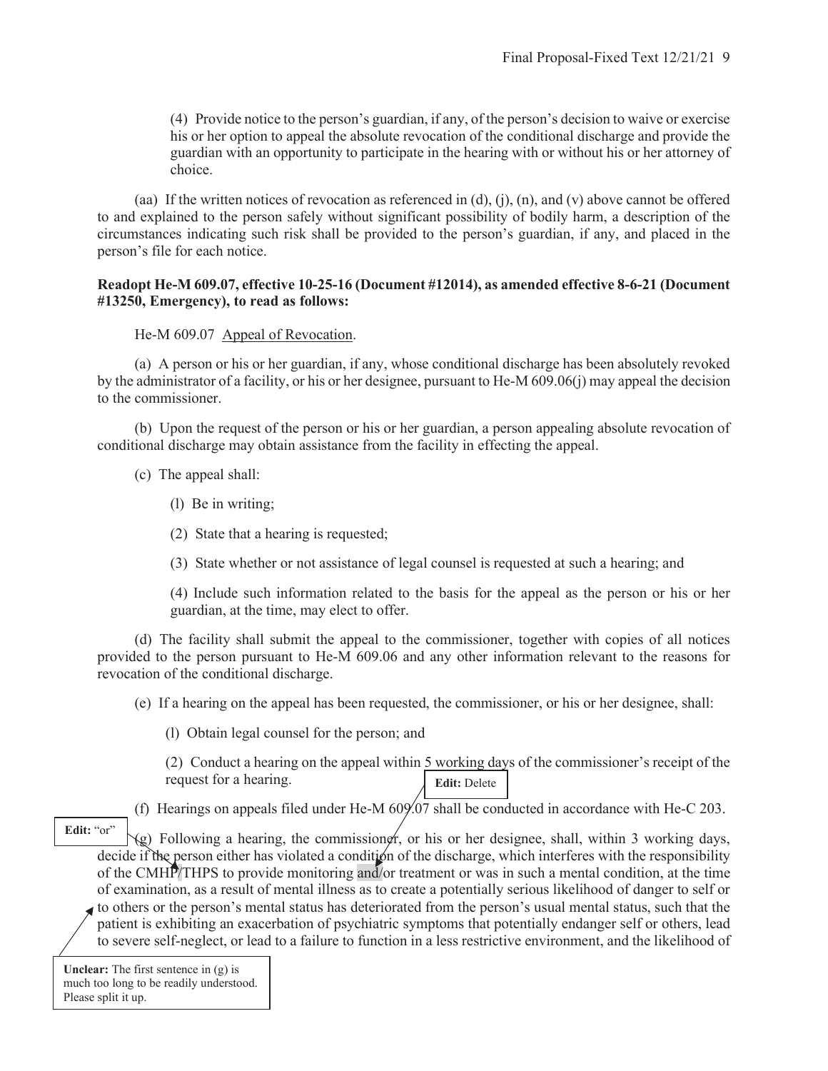(4) Provide notice to the person's guardian, if any, of the person's decision to waive or exercise his or her option to appeal the absolute revocation of the conditional discharge and provide the guardian with an opportunity to participate in the hearing with or without his or her attorney of choice.

(aa) If the written notices of revocation as referenced in (d), (j), (n), and (v) above cannot be offered to and explained to the person safely without significant possibility of bodily harm, a description of the circumstances indicating such risk shall be provided to the person's guardian, if any, and placed in the person's file for each notice.

**Readopt He-M 609.07, effective 10-25-16 (Document #12014), as amended effective 8-6-21 (Document #13250, Emergency), to read as follows:**

He-M 609.07 Appeal of Revocation.

(a) A person or his or her guardian, if any, whose conditional discharge has been absolutely revoked by the administrator of a facility, or his or her designee, pursuant to He-M 609.06(j) may appeal the decision to the commissioner.

(b) Upon the request of the person or his or her guardian, a person appealing absolute revocation of conditional discharge may obtain assistance from the facility in effecting the appeal.

(c) The appeal shall:

(l) Be in writing;

(2) State that a hearing is requested;

(3) State whether or not assistance of legal counsel is requested at such a hearing; and

(4) Include such information related to the basis for the appeal as the person or his or her guardian, at the time, may elect to offer.

(d) The facility shall submit the appeal to the commissioner, together with copies of all notices provided to the person pursuant to He-M 609.06 and any other information relevant to the reasons for revocation of the conditional discharge.

(e) If a hearing on the appeal has been requested, the commissioner, or his or her designee, shall:

(l) Obtain legal counsel for the person; and

(2) Conduct a hearing on the appeal within 5 working days of the commissioner's receipt of the request for a hearing.

**Edit:** Delete

(f) Hearings on appeals filed under He-M 609.07 shall be conducted in accordance with He-C 203.

**Edit:** "or"

(g) Following a hearing, the commissioner, or his or her designee, shall, within 3 working days, decide if the person either has violated a condition of the discharge, which interferes with the responsibility of the CMHP/THPS to provide monitoring and/or treatment or was in such a mental condition, at the time of examination, as a result of mental illness as to create a potentially serious likelihood of danger to self or to others or the person's mental status has deteriorated from the person's usual mental status, such that the patient is exhibiting an exacerbation of psychiatric symptoms that potentially endanger self or others, lead to severe self-neglect, or lead to a failure to function in a less restrictive environment, and the likelihood of

**Unclear:** The first sentence in (g) is much too long to be readily understood. Please split it up.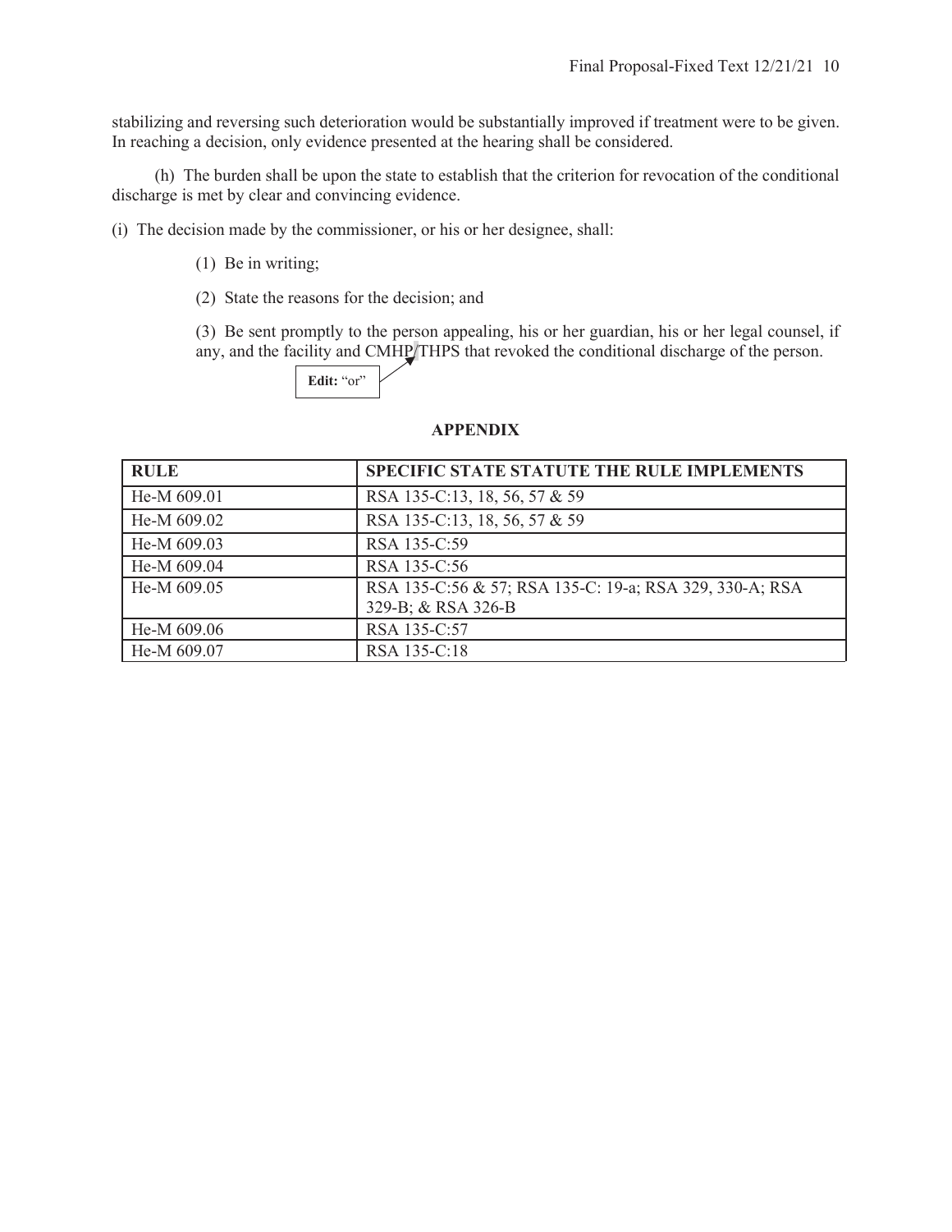stabilizing and reversing such deterioration would be substantially improved if treatment were to be given. In reaching a decision, only evidence presented at the hearing shall be considered.

(h) The burden shall be upon the state to establish that the criterion for revocation of the conditional discharge is met by clear and convincing evidence.

(i) The decision made by the commissioner, or his or her designee, shall:

(1) Be in writing;

(2) State the reasons for the decision; and

(3) Be sent promptly to the person appealing, his or her guardian, his or her legal counsel, if any, and the facility and CMHP/THPS that revoked the conditional discharge of the person.

**Edit:** "or"

## APPENDIX

| RULE | SPECIFIC STATE STATUTE THE RULE IMPLEMENTS |
|---|---|
| He-M 609.01 | RSA 135-C:13, 18, 56, 57 & 59 |
| He-M 609.02 | RSA 135-C:13, 18, 56, 57 & 59 |
| He-M 609.03 | RSA 135-C:59 |
| He-M 609.04 | RSA 135-C:56 |
| He-M 609.05 | RSA 135-C:56 & 57; RSA 135-C: 19-a; RSA 329, 330-A; RSA 329-B; & RSA 326-B |
| He-M 609.06 | RSA 135-C:57 |
| He-M 609.07 | RSA 135-C:18 |